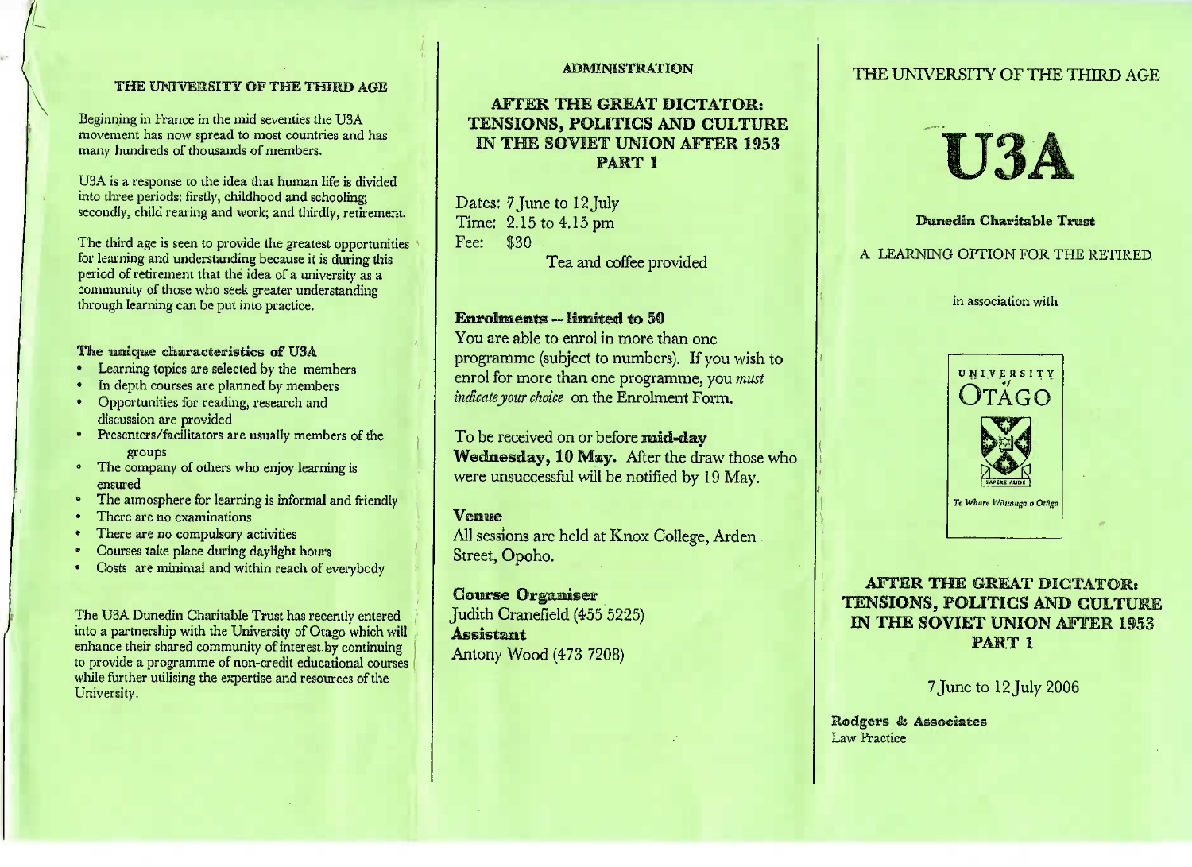## THE UNIVERSITY OF THE THIRD AGE

Beginning in France in the mid seventies the U3A movement has now spread to most countries and has many hundreds of thousands of members.

U3A is a response to the idea that human life is divided into three periods: firstly, childhood and schooling; secondly, child rearing and work; and thirdly, retirement.

The third age is seen to provide the greatest opportunities for learning and understanding because it is during this period of retirement that the idea of a university as a community of those who seek greater understanding through learning can be put into practice.

**The unique characteristics of U3A**

- Learning topics are selected by the members
- In depth courses are planned by members
- Opportunities for reading, research and discussion are provided
- Presenters/facilitators are usually members of the groups
- The company of others who enjoy learning is ensured
- The atmosphere for learning is informal and friendly
- There are no examinations
- There are no compulsory activities
- Courses take place during daylight hours
- Costs are minimal and within reach of everybody

The U3A Dunedin Charitable Trust has recently entered into a partnership with the University of Otago which will enhance their shared community of interest by continuing to provide a programme of non-credit educational courses while further utilising the expertise and resources of the University.

## ADMINISTRATION

### AFTER THE GREAT DICTATOR: TENSIONS, POLITICS AND CULTURE IN THE SOVIET UNION AFTER 1953 PART 1

Dates: 7 June to 12 July
Time: 2.15 to 4.15 pm
Fee: $30

Tea and coffee provided

**Enrolments -- limited to 50**

You are able to enrol in more than one programme (subject to numbers). If you wish to enrol for more than one programme, you *must indicate your choice* on the Enrolment Form.

To be received on or before **mid-day Wednesday, 10 May.** After the draw those who were unsuccessful will be notified by 19 May.

**Venue**

All sessions are held at Knox College, Arden Street, Opoho.

**Course Organiser**

Judith Cranefield (455 5225)

**Assistant**

Antony Wood (473 7208)

## THE UNIVERSITY OF THE THIRD AGE

# U3A

**Dunedin Charitable Trust**

A LEARNING OPTION FOR THE RETIRED

in association with

UNIVERSITY of OTAGO

SAPERE AUDE

Te Whare Wānanga o Otāgo

### AFTER THE GREAT DICTATOR: TENSIONS, POLITICS AND CULTURE IN THE SOVIET UNION AFTER 1953 PART 1

7 June to 12 July 2006

**Rodgers & Associates**
Law Practice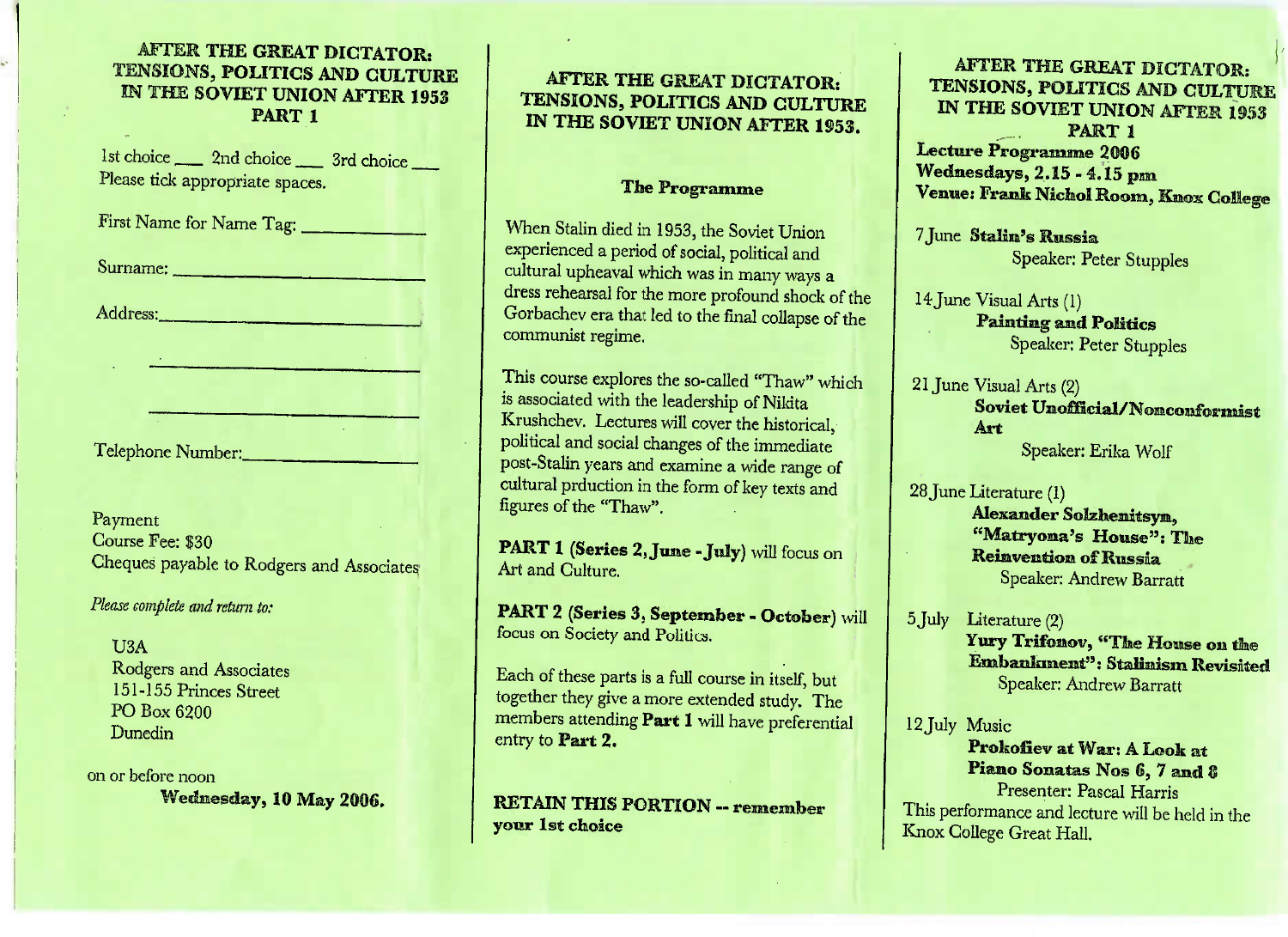## AFTER THE GREAT DICTATOR: TENSIONS, POLITICS AND CULTURE IN THE SOVIET UNION AFTER 1953 PART 1

1st choice ___ 2nd choice ___ 3rd choice ___
Please tick appropriate spaces.

First Name for Name Tag: ____________

Surname: ____________

Address: ____________

____________

____________

Telephone Number: ____________

Payment
Course Fee: $30
Cheques payable to Rodgers and Associates

*Please complete and return to:*

U3A
Rodgers and Associates
151-155 Princes Street
PO Box 6200
Dunedin

on or before noon
**Wednesday, 10 May 2006.**

## AFTER THE GREAT DICTATOR: TENSIONS, POLITICS AND CULTURE IN THE SOVIET UNION AFTER 1953.

### The Programme

When Stalin died in 1953, the Soviet Union experienced a period of social, political and cultural upheaval which was in many ways a dress rehearsal for the more profound shock of the Gorbachev era that led to the final collapse of the communist regime.

This course explores the so-called "Thaw" which is associated with the leadership of Nikita Krushchev. Lectures will cover the historical, political and social changes of the immediate post-Stalin years and examine a wide range of cultural prduction in the form of key texts and figures of the "Thaw".

**PART 1 (Series 2, June - July)** will focus on Art and Culture.

**PART 2 (Series 3, September - October)** will focus on Society and Politics.

Each of these parts is a full course in itself, but together they give a more extended study. The members attending **Part 1** will have preferential entry to **Part 2.**

**RETAIN THIS PORTION -- remember your 1st choice**

## AFTER THE GREAT DICTATOR: TENSIONS, POLITICS AND CULTURE IN THE SOVIET UNION AFTER 1953 PART 1

**Lecture Programme 2006**
**Wednesdays, 2.15 - 4.15 pm**
**Venue: Frank Nichol Room, Knox College**

7 June **Stalin's Russia**
Speaker: Peter Stupples

14 June Visual Arts (1)
**Painting and Politics**
Speaker: Peter Stupples

21 June Visual Arts (2)
**Soviet Unofficial/Nonconformist Art**
Speaker: Erika Wolf

28 June Literature (1)
**Alexander Solzhenitsyn, "Matryona's House": The Reinvention of Russia**
Speaker: Andrew Barratt

5 July Literature (2)
**Yury Trifonov, "The House on the Embankment": Stalinism Revisited**
Speaker: Andrew Barratt

12 July Music
**Prokofiev at War: A Look at Piano Sonatas Nos 6, 7 and 8**
Presenter: Pascal Harris
This performance and lecture will be held in the Knox College Great Hall.